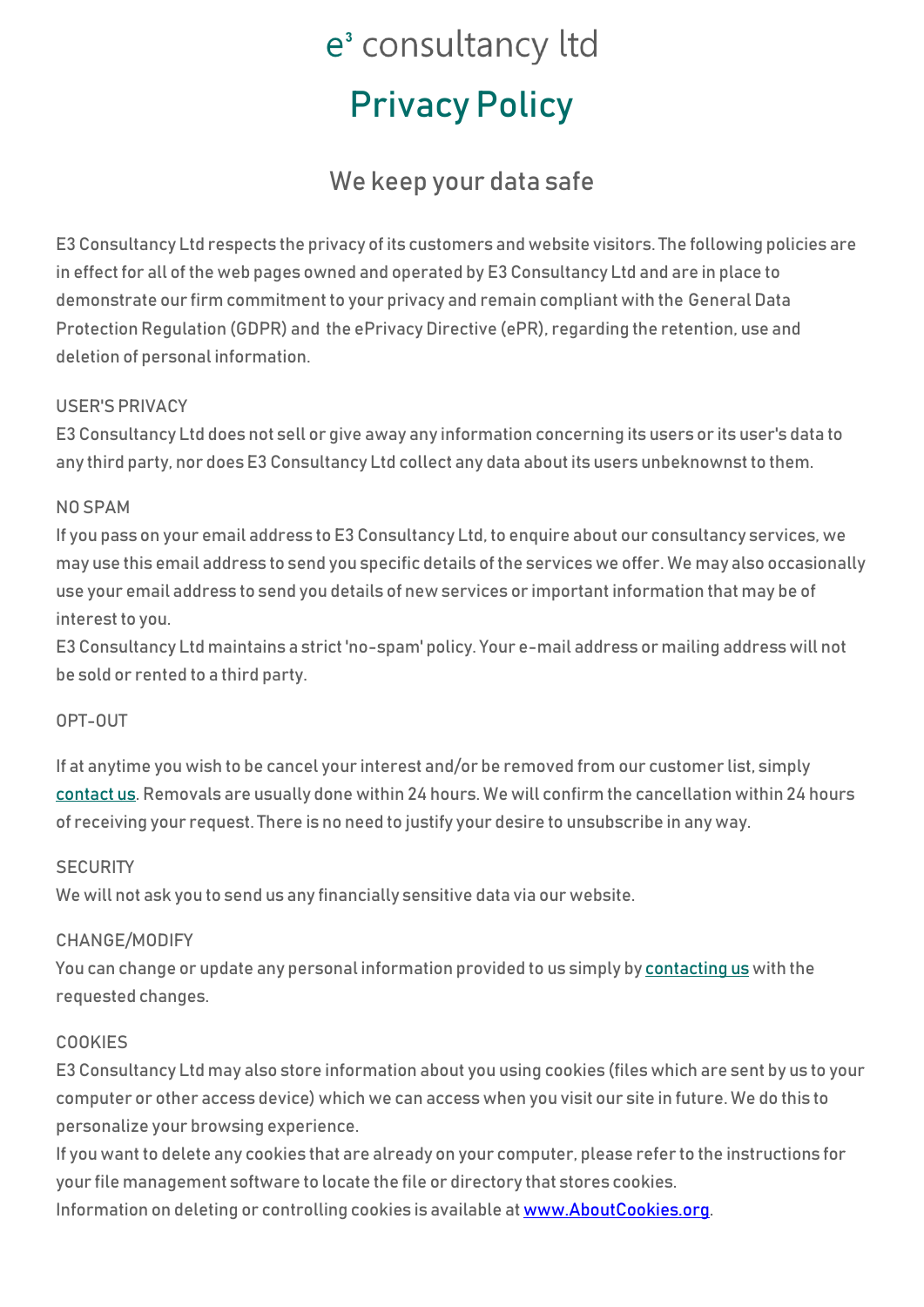# e³ consultancy ltd

# Privacy Policy

## We keep your data safe

E3 Consultancy Ltd respects the privacy of its customers and website visitors. The following policies are in effect for all of the web pages owned and operated by E3 Consultancy Ltd and are in place to demonstrate our firm commitment to your privacy and remain compliant with the General Data Protection Regulation (GDPR) and the ePrivacy Directive (ePR), regarding the retention, use and deletion of personal information.

### USER'S PRIVACY

E3 Consultancy Ltd does not sell or give away any information concerning its users or its user's data to any third party, nor does E3 Consultancy Ltd collect any data about its users unbeknownst to them.

### NO SPAM

If you pass on your email address to E3 Consultancy Ltd, to enquire about our consultancy services, we may use this email address to send you specific details of the services we offer. We may also occasionally use your email address to send you details of new services or important information that may be of interest to you.

E3 Consultancy Ltd maintains a strict 'no-spam' policy. Your e-mail address or mailing address will not be sold or rented to a third party.

### OPT-OUT

If at anytime you wish to be cancel your interest and/or be removed from our customer list, simply contact us. Removals are usually done within 24 hours. We will confirm the cancellation within 24 hours of receiving your request. There is no need to justify your desire to unsubscribe in any way.

### SECURITY

We will not ask you to send us any financially sensitive data via our website.

### CHANGE/MODIFY

You can change or update any personal information provided to us simply by contacting us with the requested changes.

### COOKIES

E3 Consultancy Ltd may also store information about you using cookies (files which are sent by us to your computer or other access device) which we can access when you visit our site in future. We do this to personalize your browsing experience.

If you want to delete any cookies that are already on your computer, please refer to the instructions for your file management software to locate the file or directory that stores cookies.

Information on deleting or controlling cookies is available at www.AboutCookies.org.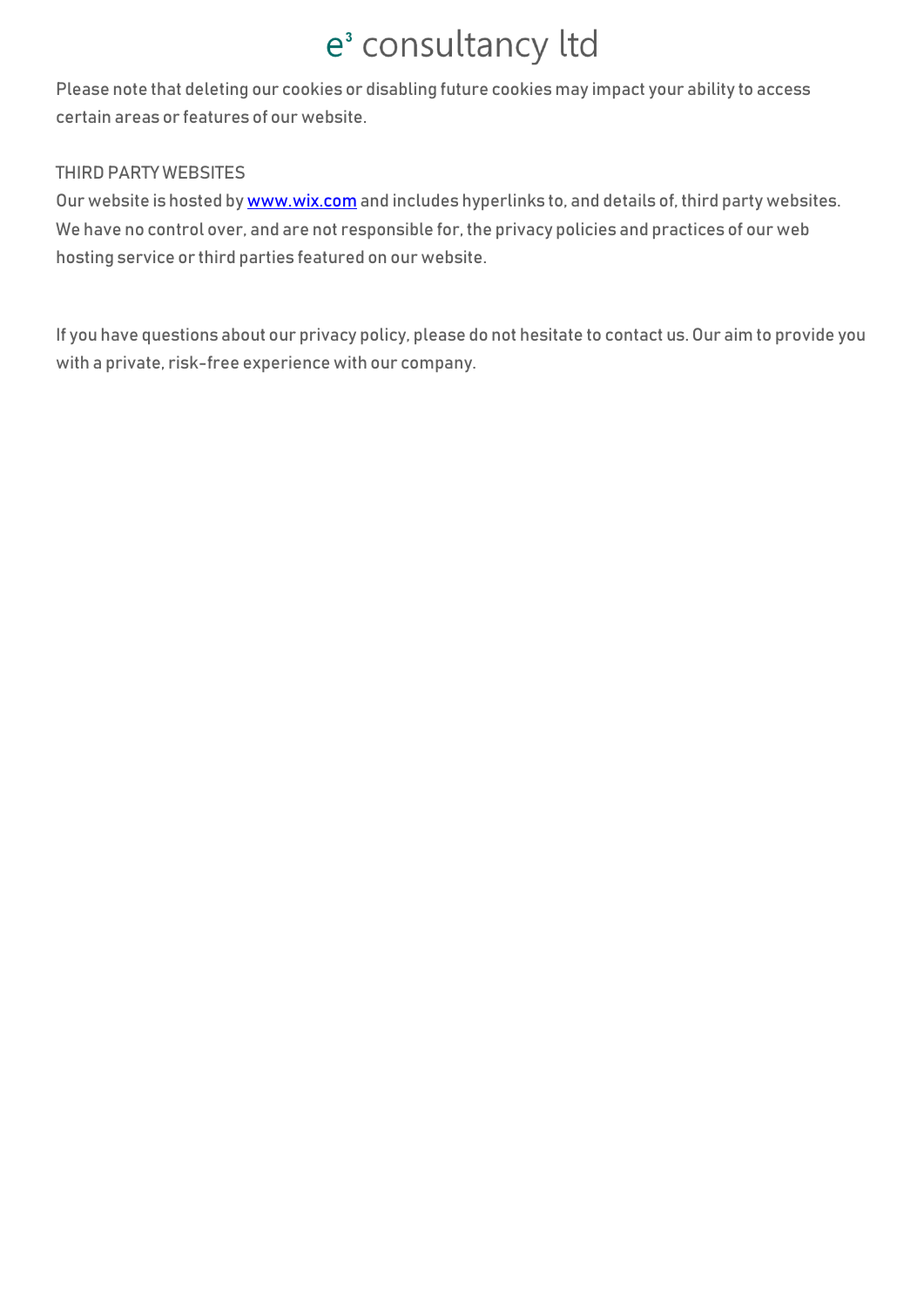Please note that deleting our cookies or disabling future cookies may impact your ability to access certain areas or features of our website.

THIRD PARTY WEBSITES

Our website is hosted by www.wix.com and includes hyperlinks to, and details of, third party websites. We have no control over, and are not responsible for, the privacy policies and practices of our web hosting service or third parties featured on our website.

If you have questions about our privacy policy, please do not hesitate to contact us. Our aim to provide you with a private, risk-free experience with our company.